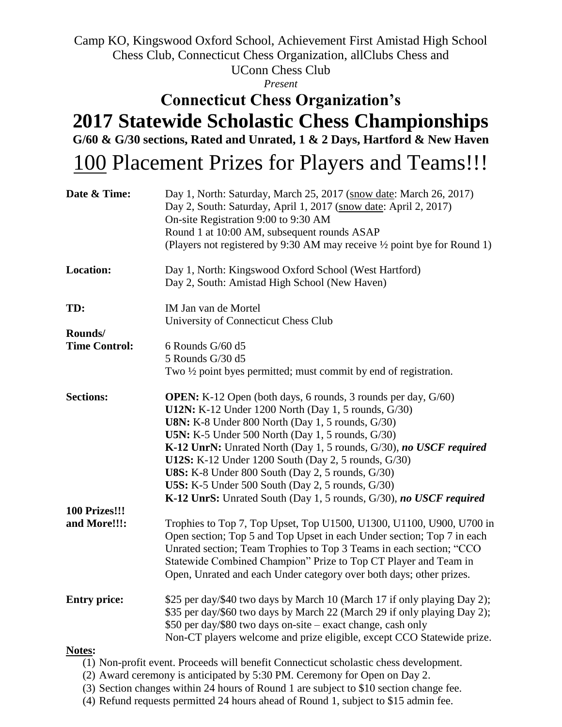Camp KO, Kingswood Oxford School, Achievement First Amistad High School Chess Club, Connecticut Chess Organization, allClubs Chess and UConn Chess Club

*Present*

# Connecticut Chess Organization's

# 2017 Statewide Scholastic Chess Championships

**G/60 & G/30 sections, Rated and Unrated, 1 & 2 Days, Hartford & New Haven**

## 100 Placement Prizes for Players and Teams!!!

**Date & Time:** Day 1, North: Saturday, March 25, 2017 (snow date: March 26, 2017)
Day 2, South: Saturday, April 1, 2017 (snow date: April 2, 2017)
On-site Registration 9:00 to 9:30 AM
Round 1 at 10:00 AM, subsequent rounds ASAP
(Players not registered by 9:30 AM may receive ½ point bye for Round 1)

**Location:** Day 1, North: Kingswood Oxford School (West Hartford)
Day 2, South: Amistad High School (New Haven)

**TD:** IM Jan van de Mortel
University of Connecticut Chess Club

**Rounds/ Time Control:** 6 Rounds G/60 d5
5 Rounds G/30 d5
Two ½ point byes permitted; must commit by end of registration.

**Sections:**
**OPEN:** K-12 Open (both days, 6 rounds, 3 rounds per day, G/60)
**U12N:** K-12 Under 1200 North (Day 1, 5 rounds, G/30)
**U8N:** K-8 Under 800 North (Day 1, 5 rounds, G/30)
**U5N:** K-5 Under 500 North (Day 1, 5 rounds, G/30)
**K-12 UnrN:** Unrated North (Day 1, 5 rounds, G/30), ***no USCF required***
**U12S:** K-12 Under 1200 South (Day 2, 5 rounds, G/30)
**U8S:** K-8 Under 800 South (Day 2, 5 rounds, G/30)
**U5S:** K-5 Under 500 South (Day 2, 5 rounds, G/30)
**K-12 UnrS:** Unrated South (Day 1, 5 rounds, G/30), ***no USCF required***

**100 Prizes!!! and More!!!:** Trophies to Top 7, Top Upset, Top U1500, U1300, U1100, U900, U700 in Open section; Top 5 and Top Upset in each Under section; Top 7 in each Unrated section; Team Trophies to Top 3 Teams in each section; "CCO Statewide Combined Champion" Prize to Top CT Player and Team in Open, Unrated and each Under category over both days; other prizes.

**Entry price:** \$25 per day/\$40 two days by March 10 (March 17 if only playing Day 2);
\$35 per day/\$60 two days by March 22 (March 29 if only playing Day 2);
\$50 per day/\$80 two days on-site – exact change, cash only
Non-CT players welcome and prize eligible, except CCO Statewide prize.

**Notes:**

(1) Non-profit event. Proceeds will benefit Connecticut scholastic chess development.
(2) Award ceremony is anticipated by 5:30 PM. Ceremony for Open on Day 2.
(3) Section changes within 24 hours of Round 1 are subject to \$10 section change fee.
(4) Refund requests permitted 24 hours ahead of Round 1, subject to \$15 admin fee.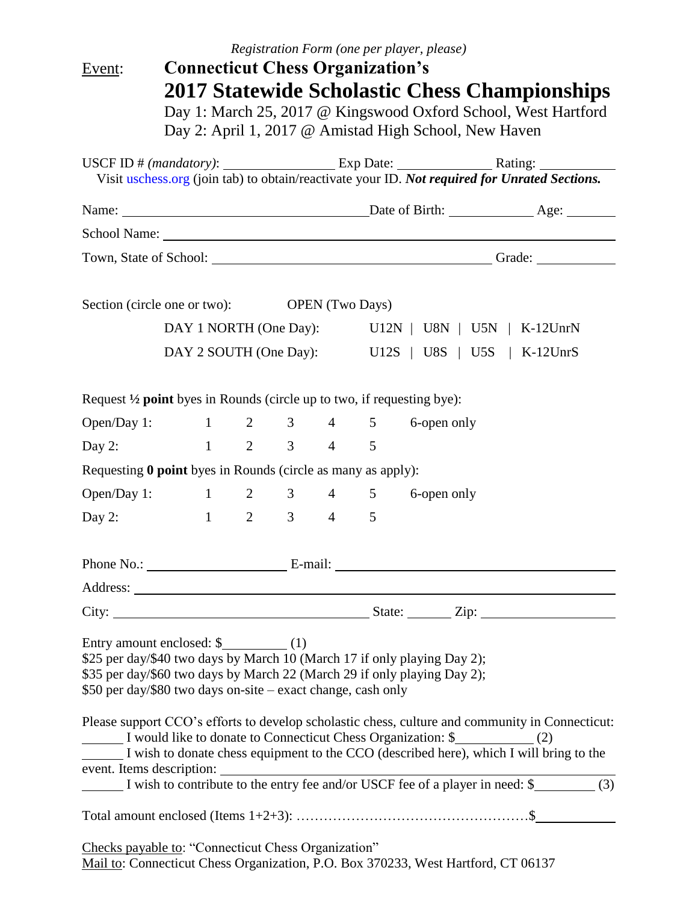*Registration Form (one per player, please)*

Event: **Connecticut Chess Organization's**

# 2017 Statewide Scholastic Chess Championships

Day 1: March 25, 2017 @ Kingswood Oxford School, West Hartford

Day 2: April 1, 2017 @ Amistad High School, New Haven

USCF ID # *(mandatory)*: ________________ Exp Date: ______________ Rating: ___________

Visit uschess.org (join tab) to obtain/reactivate your ID. ***Not required for Unrated Sections.***

Name: ____________________________________ Date of Birth: ____________ Age: ________

School Name: ____________________________________________________________

Town, State of School: ____________________________________________ Grade: ___________

Section (circle one or two): OPEN (Two Days)

DAY 1 NORTH (One Day): U12N | U8N | U5N | K-12UnrN

DAY 2 SOUTH (One Day): U12S | U8S | U5S | K-12UnrS

Request ½ **point** byes in Rounds (circle up to two, if requesting bye):

| | | | | | | |
|---|---|---|---|---|---|---|
| Open/Day 1: | 1 | 2 | 3 | 4 | 5 | 6-open only |
| Day 2: | 1 | 2 | 3 | 4 | 5 | |

Requesting **0 point** byes in Rounds (circle as many as apply):

| | | | | | | |
|---|---|---|---|---|---|---|
| Open/Day 1: | 1 | 2 | 3 | 4 | 5 | 6-open only |
| Day 2: | 1 | 2 | 3 | 4 | 5 | |

Phone No.: ____________________ E-mail: ________________________________________

Address: ______________________________________________________________

City: ____________________________________ State: ______ Zip: __________________

Entry amount enclosed: $__________ (1)
$25 per day/$40 two days by March 10 (March 17 if only playing Day 2);
$35 per day/$60 two days by March 22 (March 29 if only playing Day 2);
$50 per day/$80 two days on-site – exact change, cash only

Please support CCO's efforts to develop scholastic chess, culture and community in Connecticut:

______ I would like to donate to Connecticut Chess Organization: $___________ (2)

______ I wish to donate chess equipment to the CCO (described here), which I will bring to the event. Items description: ______________________________________________

______ I wish to contribute to the entry fee and/or USCF fee of a player in need: $_________ (3)

Total amount enclosed (Items 1+2+3): ………………………………………….$____________

Checks payable to: "Connecticut Chess Organization"

Mail to: Connecticut Chess Organization, P.O. Box 370233, West Hartford, CT 06137